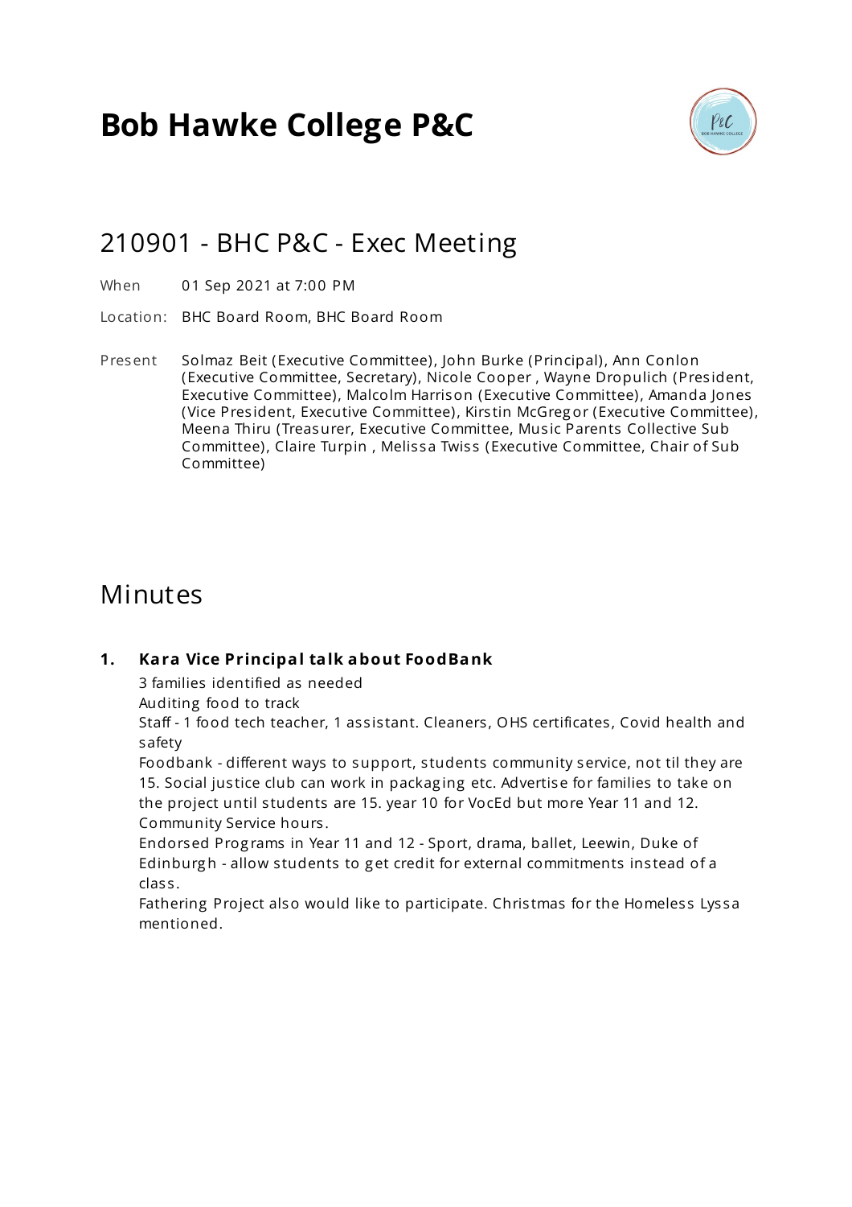# Bob Hawke College P&C

## 210901 - BHC P&C - Exec Meeting

When 01 Sep 2021 at 7:00 PM

Location: BHC Board Room, BHC Board Room

Present Solmaz Beit (Executive Committee), John Burke (Principal), Ann Conlon (Executive Committee, Secretary), Nicole Cooper , Wayne Dropulich (President, Executive Committee), Malcolm Harrison (Executive Committee), Amanda Jones (Vice President, Executive Committee), Kirstin McGregor (Executive Committee), Meena Thiru (Treasurer, Executive Committee, Music Parents Collective Sub Committee), Claire Turpin , Melissa Twiss (Executive Committee, Chair of Sub Committee)

## Minutes

1. **Kara Vice Principal talk about FoodBank**

   3 families identified as needed
   Auditing food to track
   Staff - 1 food tech teacher, 1 assistant. Cleaners, OHS certificates, Covid health and safety
   Foodbank - different ways to support, students community service, not til they are 15. Social justice club can work in packaging etc. Advertise for families to take on the project until students are 15. year 10 for VocEd but more Year 11 and 12. Community Service hours.
   Endorsed Programs in Year 11 and 12 - Sport, drama, ballet, Leewin, Duke of Edinburgh - allow students to get credit for external commitments instead of a class.
   Fathering Project also would like to participate. Christmas for the Homeless Lyssa mentioned.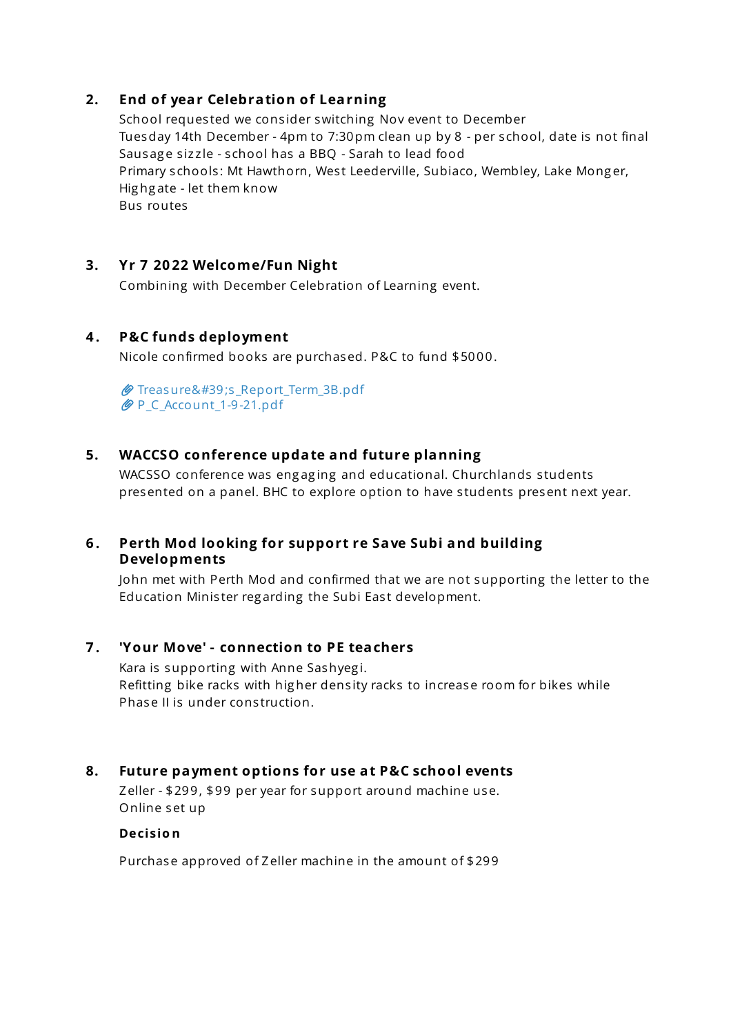### 2. End of year Celebration of Learning

School requested we consider switching Nov event to December
Tuesday 14th December - 4pm to 7:30pm clean up by 8 - per school, date is not final
Sausage sizzle - school has a BBQ - Sarah to lead food
Primary schools: Mt Hawthorn, West Leederville, Subiaco, Wembley, Lake Monger, Highgate - let them know
Bus routes

### 3. Yr 7 2022 Welcome/Fun Night

Combining with December Celebration of Learning event.

### 4. P&C funds deployment

Nicole confirmed books are purchased. P&C to fund $5000.

Treasure&#39;s_Report_Term_3B.pdf
P_C_Account_1-9-21.pdf

### 5. WACCSO conference update and future planning

WACSSO conference was engaging and educational. Churchlands students presented on a panel. BHC to explore option to have students present next year.

### 6. Perth Mod looking for support re Save Subi and building Developments

John met with Perth Mod and confirmed that we are not supporting the letter to the Education Minister regarding the Subi East development.

### 7. 'Your Move' - connection to PE teachers

Kara is supporting with Anne Sashyegi.
Refitting bike racks with higher density racks to increase room for bikes while Phase II is under construction.

### 8. Future payment options for use at P&C school events

Zeller - $299, $99 per year for support around machine use.
Online set up

**Decision**

Purchase approved of Zeller machine in the amount of $299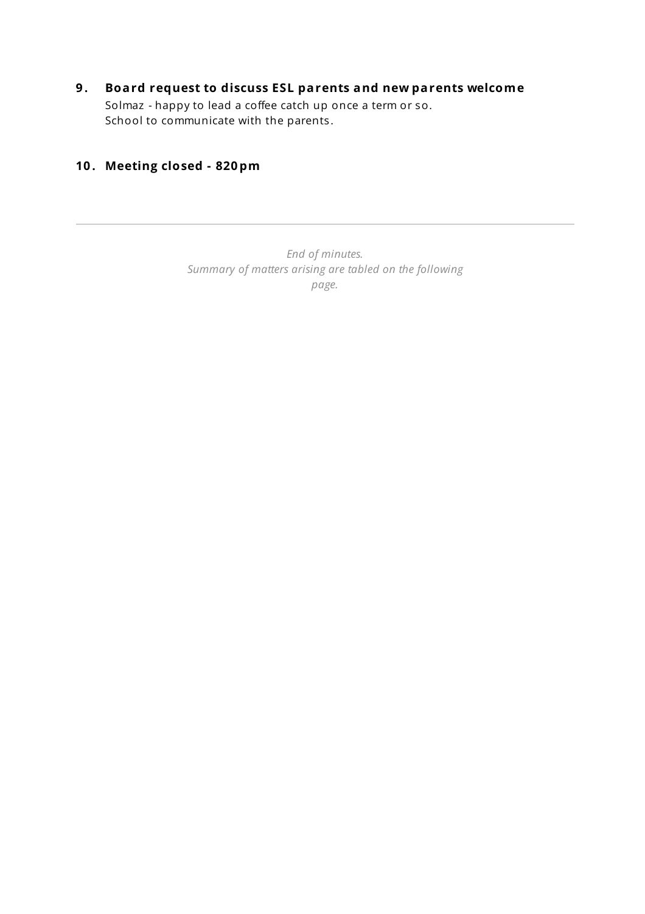### 9. Board request to discuss ESL parents and new parents welcome

Solmaz - happy to lead a coffee catch up once a term or so.
School to communicate with the parents.

### 10. Meeting closed - 820pm

---

*End of minutes.*
*Summary of matters arising are tabled on the following page.*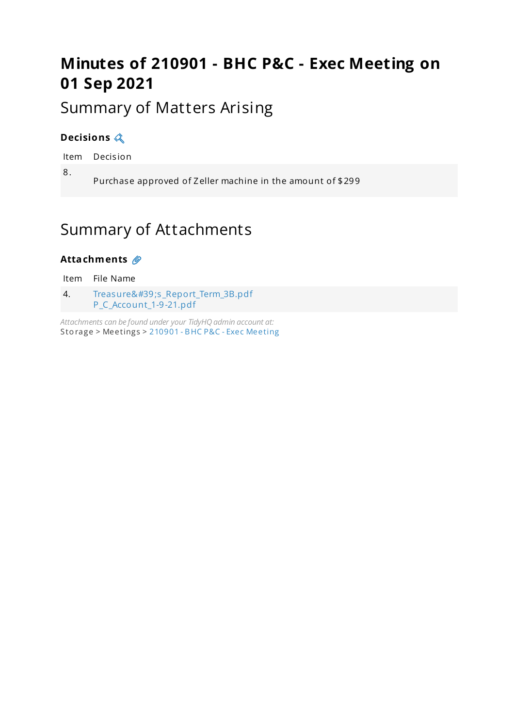# Minutes of 210901 - BHC P&C - Exec Meeting on 01 Sep 2021

## Summary of Matters Arising

### Decisions

| Item | Decision |
| --- | --- |
| 8. | Purchase approved of Zeller machine in the amount of $299 |

## Summary of Attachments

### Attachments

| Item | File Name |
| --- | --- |
| 4. | Treasure&#39;s_Report_Term_3B.pdf<br>P_C_Account_1-9-21.pdf |

*Attachments can be found under your TidyHQ admin account at:*
Storage > Meetings > 210901 - BHC P&C - Exec Meeting